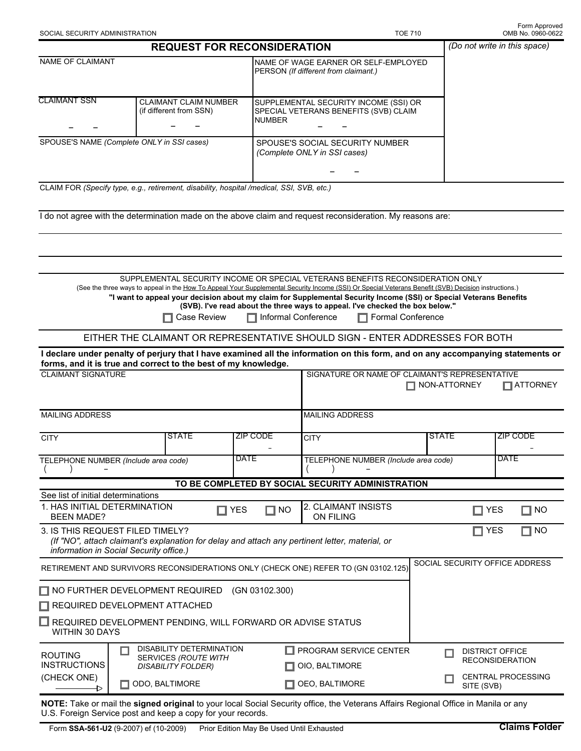SOCIAL SECURITY ADMINISTRATION TOE 710 Form Approved OMB No. 0960-0622

# REQUEST FOR RECONSIDERATION

*(Do not write in this space)*

| NAME OF CLAIMANT | | NAME OF WAGE EARNER OR SELF-EMPLOYED PERSON *(If different from claimant.)* |
|---|---|---|
| CLAIMANT SSN<br>– – | CLAIMANT CLAIM NUMBER (if different from SSN)<br>– – | SUPPLEMENTAL SECURITY INCOME (SSI) OR SPECIAL VETERANS BENEFITS (SVB) CLAIM NUMBER<br>– – |
| SPOUSE'S NAME *(Complete ONLY in SSI cases)* | | SPOUSE'S SOCIAL SECURITY NUMBER *(Complete ONLY in SSI cases)*<br>– – |

CLAIM FOR *(Specify type, e.g., retirement, disability, hospital /medical, SSI, SVB, etc.)*

I do not agree with the determination made on the above claim and request reconsideration. My reasons are:

SUPPLEMENTAL SECURITY INCOME OR SPECIAL VETERANS BENEFITS RECONSIDERATION ONLY

(See the three ways to appeal in the How To Appeal Your Supplemental Security Income (SSI) Or Special Veterans Benefit (SVB) Decision instructions.)

**"I want to appeal your decision about my claim for Supplemental Security Income (SSI) or Special Veterans Benefits (SVB). I've read about the three ways to appeal. I've checked the box below."**

☐ Case Review ☐ Informal Conference ☐ Formal Conference

EITHER THE CLAIMANT OR REPRESENTATIVE SHOULD SIGN - ENTER ADDRESSES FOR BOTH

**I declare under penalty of perjury that I have examined all the information on this form, and on any accompanying statements or forms, and it is true and correct to the best of my knowledge.**

| CLAIMANT SIGNATURE | | | SIGNATURE OR NAME OF CLAIMANT'S REPRESENTATIVE ☐ NON-ATTORNEY ☐ ATTORNEY | | |
|---|---|---|---|---|---|
| MAILING ADDRESS | | | MAILING ADDRESS | | |
| CITY | STATE | ZIP CODE<br>– | CITY | STATE | ZIP CODE<br>– |
| TELEPHONE NUMBER *(Include area code)*<br>( ) – | | DATE | TELEPHONE NUMBER *(Include area code)*<br>( ) – | | DATE |

**TO BE COMPLETED BY SOCIAL SECURITY ADMINISTRATION**

See list of initial determinations

1. HAS INITIAL DETERMINATION BEEN MADE? ☐ YES ☐ NO
2. CLAIMANT INSISTS ON FILING ☐ YES ☐ NO
3. IS THIS REQUEST FILED TIMELY? ☐ YES ☐ NO
   *(If "NO", attach claimant's explanation for delay and attach any pertinent letter, material, or information in Social Security office.)*

RETIREMENT AND SURVIVORS RECONSIDERATIONS ONLY (CHECK ONE) REFER TO (GN 03102.125)

☐ NO FURTHER DEVELOPMENT REQUIRED (GN 03102.300)

☐ REQUIRED DEVELOPMENT ATTACHED

☐ REQUIRED DEVELOPMENT PENDING, WILL FORWARD OR ADVISE STATUS WITHIN 30 DAYS

SOCIAL SECURITY OFFICE ADDRESS

ROUTING INSTRUCTIONS (CHECK ONE)

☐ DISABILITY DETERMINATION SERVICES *(ROUTE WITH DISABILITY FOLDER)*
☐ ODO, BALTIMORE
☐ PROGRAM SERVICE CENTER
☐ OIO, BALTIMORE
☐ OEO, BALTIMORE
☐ DISTRICT OFFICE RECONSIDERATION
☐ CENTRAL PROCESSING SITE (SVB)

**NOTE:** Take or mail the **signed original** to your local Social Security office, the Veterans Affairs Regional Office in Manila or any U.S. Foreign Service post and keep a copy for your records.

Form **SSA-561-U2** (9-2007) ef (10-2009) Prior Edition May Be Used Until Exhausted **Claims Folder**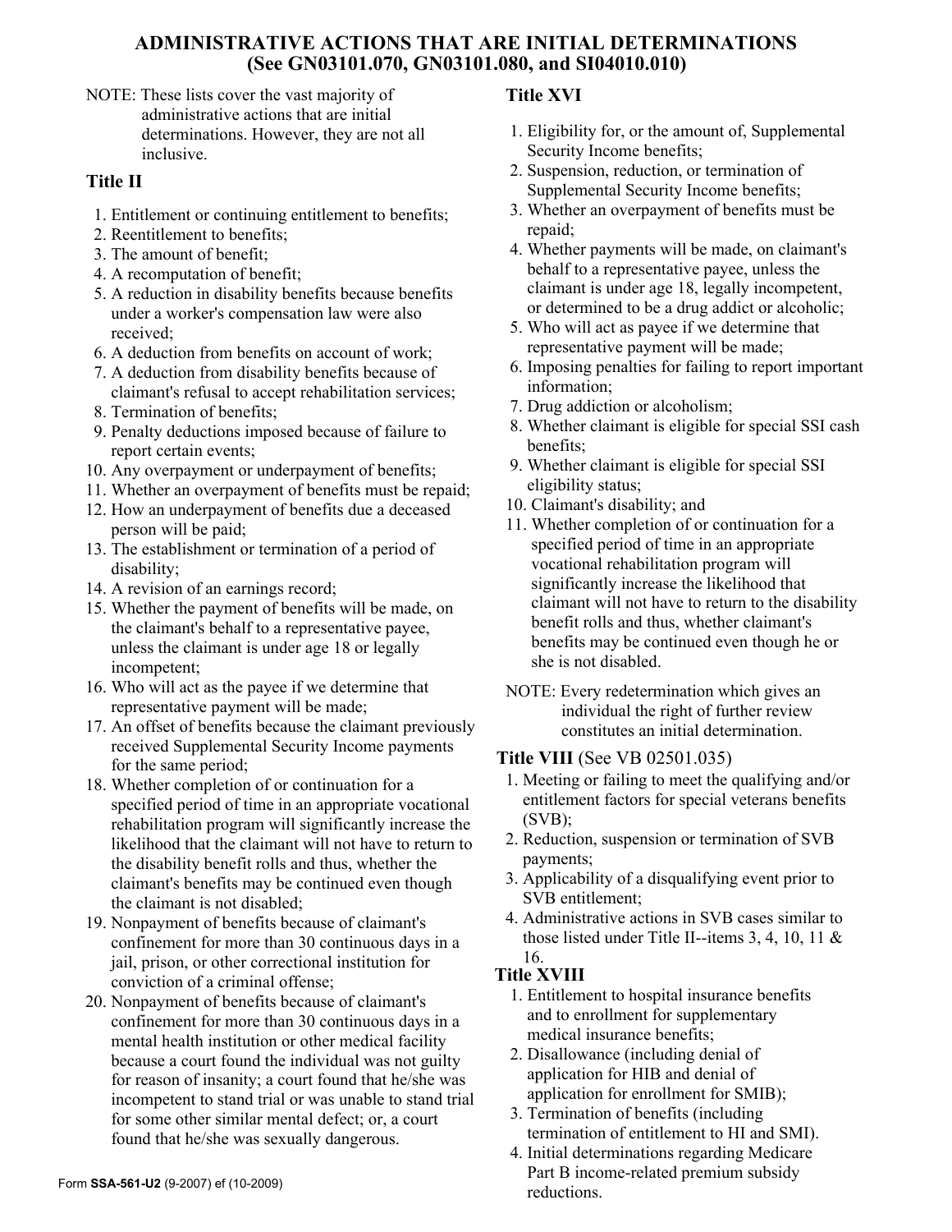# ADMINISTRATIVE ACTIONS THAT ARE INITIAL DETERMINATIONS (See GN03101.070, GN03101.080, and SI04010.010)

NOTE: These lists cover the vast majority of administrative actions that are initial determinations. However, they are not all inclusive.

## Title II

1. Entitlement or continuing entitlement to benefits;
2. Reentitlement to benefits;
3. The amount of benefit;
4. A recomputation of benefit;
5. A reduction in disability benefits because benefits under a worker's compensation law were also received;
6. A deduction from benefits on account of work;
7. A deduction from disability benefits because of claimant's refusal to accept rehabilitation services;
8. Termination of benefits;
9. Penalty deductions imposed because of failure to report certain events;
10. Any overpayment or underpayment of benefits;
11. Whether an overpayment of benefits must be repaid;
12. How an underpayment of benefits due a deceased person will be paid;
13. The establishment or termination of a period of disability;
14. A revision of an earnings record;
15. Whether the payment of benefits will be made, on the claimant's behalf to a representative payee, unless the claimant is under age 18 or legally incompetent;
16. Who will act as the payee if we determine that representative payment will be made;
17. An offset of benefits because the claimant previously received Supplemental Security Income payments for the same period;
18. Whether completion of or continuation for a specified period of time in an appropriate vocational rehabilitation program will significantly increase the likelihood that the claimant will not have to return to the disability benefit rolls and thus, whether the claimant's benefits may be continued even though the claimant is not disabled;
19. Nonpayment of benefits because of claimant's confinement for more than 30 continuous days in a jail, prison, or other correctional institution for conviction of a criminal offense;
20. Nonpayment of benefits because of claimant's confinement for more than 30 continuous days in a mental health institution or other medical facility because a court found the individual was not guilty for reason of insanity; a court found that he/she was incompetent to stand trial or was unable to stand trial for some other similar mental defect; or, a court found that he/she was sexually dangerous.

## Title XVI

1. Eligibility for, or the amount of, Supplemental Security Income benefits;
2. Suspension, reduction, or termination of Supplemental Security Income benefits;
3. Whether an overpayment of benefits must be repaid;
4. Whether payments will be made, on claimant's behalf to a representative payee, unless the claimant is under age 18, legally incompetent, or determined to be a drug addict or alcoholic;
5. Who will act as payee if we determine that representative payment will be made;
6. Imposing penalties for failing to report important information;
7. Drug addiction or alcoholism;
8. Whether claimant is eligible for special SSI cash benefits;
9. Whether claimant is eligible for special SSI eligibility status;
10. Claimant's disability; and
11. Whether completion of or continuation for a specified period of time in an appropriate vocational rehabilitation program will significantly increase the likelihood that claimant will not have to return to the disability benefit rolls and thus, whether claimant's benefits may be continued even though he or she is not disabled.

NOTE: Every redetermination which gives an individual the right of further review constitutes an initial determination.

## Title VIII (See VB 02501.035)

1. Meeting or failing to meet the qualifying and/or entitlement factors for special veterans benefits (SVB);
2. Reduction, suspension or termination of SVB payments;
3. Applicability of a disqualifying event prior to SVB entitlement;
4. Administrative actions in SVB cases similar to those listed under Title II--items 3, 4, 10, 11 & 16.

## Title XVIII

1. Entitlement to hospital insurance benefits and to enrollment for supplementary medical insurance benefits;
2. Disallowance (including denial of application for HIB and denial of application for enrollment for SMIB);
3. Termination of benefits (including termination of entitlement to HI and SMI).
4. Initial determinations regarding Medicare Part B income-related premium subsidy reductions.

Form **SSA-561-U2** (9-2007) ef (10-2009)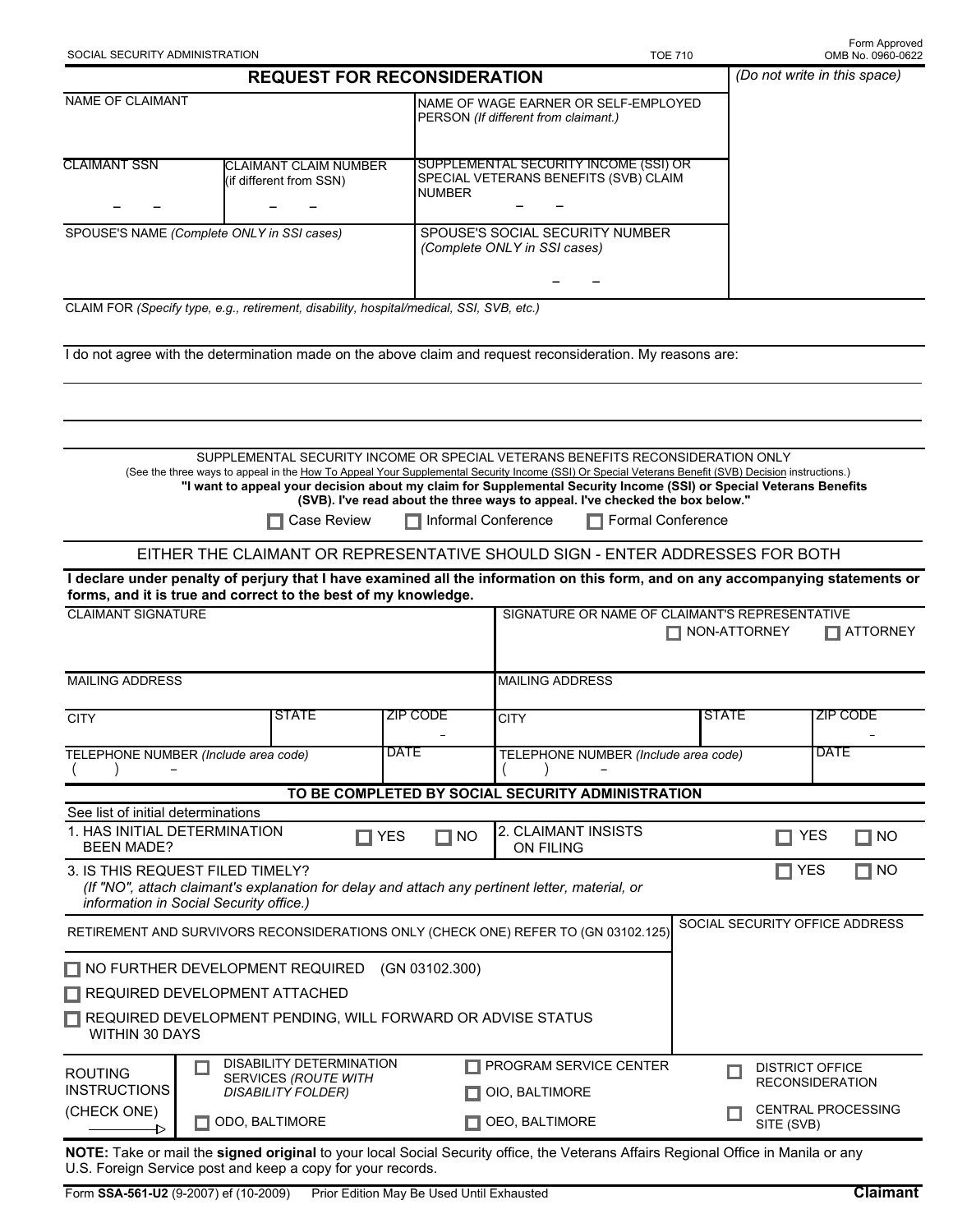SOCIAL SECURITY ADMINISTRATION TOE 710 Form Approved OMB No. 0960-0622

# REQUEST FOR RECONSIDERATION

*(Do not write in this space)*

| NAME OF CLAIMANT | | NAME OF WAGE EARNER OR SELF-EMPLOYED PERSON *(If different from claimant.)* |
|---|---|---|
| CLAIMANT SSN<br>– – | CLAIMANT CLAIM NUMBER (if different from SSN)<br>– – | SUPPLEMENTAL SECURITY INCOME (SSI) OR SPECIAL VETERANS BENEFITS (SVB) CLAIM NUMBER<br>– – |
| SPOUSE'S NAME *(Complete ONLY in SSI cases)* | | SPOUSE'S SOCIAL SECURITY NUMBER *(Complete ONLY in SSI cases)*<br>– – |

CLAIM FOR *(Specify type, e.g., retirement, disability, hospital/medical, SSI, SVB, etc.)*

I do not agree with the determination made on the above claim and request reconsideration. My reasons are:

SUPPLEMENTAL SECURITY INCOME OR SPECIAL VETERANS BENEFITS RECONSIDERATION ONLY

(See the three ways to appeal in the How To Appeal Your Supplemental Security Income (SSI) Or Special Veterans Benefit (SVB) Decision instructions.)

**"I want to appeal your decision about my claim for Supplemental Security Income (SSI) or Special Veterans Benefits (SVB). I've read about the three ways to appeal. I've checked the box below."**

☐ Case Review ☐ Informal Conference ☐ Formal Conference

EITHER THE CLAIMANT OR REPRESENTATIVE SHOULD SIGN - ENTER ADDRESSES FOR BOTH

**I declare under penalty of perjury that I have examined all the information on this form, and on any accompanying statements or forms, and it is true and correct to the best of my knowledge.**

| CLAIMANT SIGNATURE | | | SIGNATURE OR NAME OF CLAIMANT'S REPRESENTATIVE ☐ NON-ATTORNEY ☐ ATTORNEY | | |
|---|---|---|---|---|---|
| MAILING ADDRESS | | | MAILING ADDRESS | | |
| CITY | STATE | ZIP CODE<br>– | CITY | STATE | ZIP CODE<br>– |
| TELEPHONE NUMBER *(Include area code)*<br>( ) – | | DATE | TELEPHONE NUMBER *(Include area code)*<br>( ) – | | DATE |

**TO BE COMPLETED BY SOCIAL SECURITY ADMINISTRATION**

See list of initial determinations

1. HAS INITIAL DETERMINATION BEEN MADE? ☐ YES ☐ NO
2. CLAIMANT INSISTS ON FILING ☐ YES ☐ NO
3. IS THIS REQUEST FILED TIMELY? ☐ YES ☐ NO
   *(If "NO", attach claimant's explanation for delay and attach any pertinent letter, material, or information in Social Security office.)*

RETIREMENT AND SURVIVORS RECONSIDERATIONS ONLY (CHECK ONE) REFER TO (GN 03102.125)

☐ NO FURTHER DEVELOPMENT REQUIRED (GN 03102.300)

☐ REQUIRED DEVELOPMENT ATTACHED

☐ REQUIRED DEVELOPMENT PENDING, WILL FORWARD OR ADVISE STATUS WITHIN 30 DAYS

SOCIAL SECURITY OFFICE ADDRESS

| ROUTING INSTRUCTIONS (CHECK ONE) | | | |
|---|---|---|---|
| | ☐ DISABILITY DETERMINATION SERVICES *(ROUTE WITH DISABILITY FOLDER)* | ☐ PROGRAM SERVICE CENTER | ☐ DISTRICT OFFICE RECONSIDERATION |
| | | ☐ OIO, BALTIMORE | ☐ CENTRAL PROCESSING SITE (SVB) |
| | ☐ ODO, BALTIMORE | ☐ OEO, BALTIMORE | |

**NOTE:** Take or mail the **signed original** to your local Social Security office, the Veterans Affairs Regional Office in Manila or any U.S. Foreign Service post and keep a copy for your records.

Form **SSA-561-U2** (9-2007) ef (10-2009) Prior Edition May Be Used Until Exhausted **Claimant**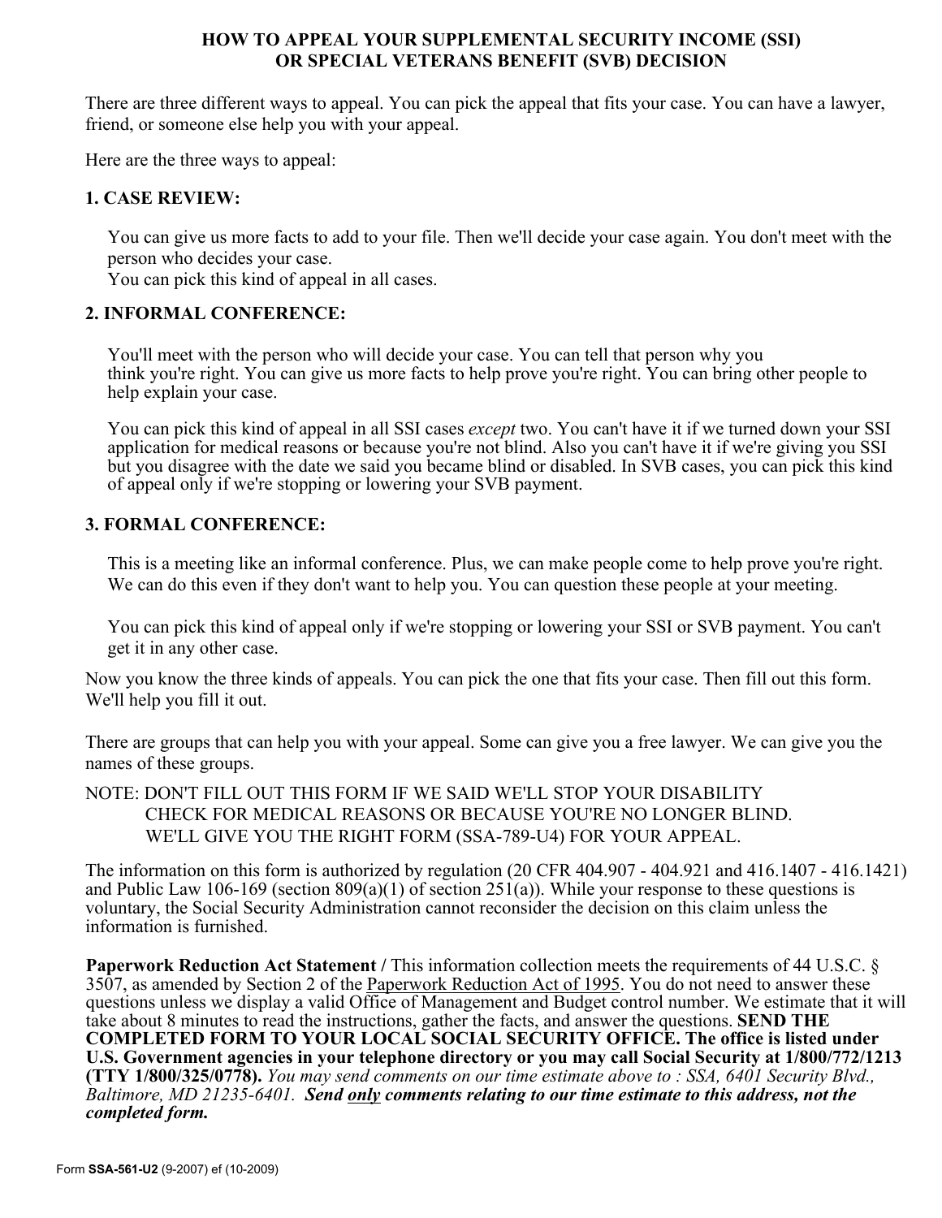# HOW TO APPEAL YOUR SUPPLEMENTAL SECURITY INCOME (SSI) OR SPECIAL VETERANS BENEFIT (SVB) DECISION

There are three different ways to appeal. You can pick the appeal that fits your case. You can have a lawyer, friend, or someone else help you with your appeal.

Here are the three ways to appeal:

## 1. CASE REVIEW:

You can give us more facts to add to your file. Then we'll decide your case again. You don't meet with the person who decides your case.
You can pick this kind of appeal in all cases.

## 2. INFORMAL CONFERENCE:

You'll meet with the person who will decide your case. You can tell that person why you think you're right. You can give us more facts to help prove you're right. You can bring other people to help explain your case.

You can pick this kind of appeal in all SSI cases *except* two. You can't have it if we turned down your SSI application for medical reasons or because you're not blind. Also you can't have it if we're giving you SSI but you disagree with the date we said you became blind or disabled. In SVB cases, you can pick this kind of appeal only if we're stopping or lowering your SVB payment.

## 3. FORMAL CONFERENCE:

This is a meeting like an informal conference. Plus, we can make people come to help prove you're right. We can do this even if they don't want to help you. You can question these people at your meeting.

You can pick this kind of appeal only if we're stopping or lowering your SSI or SVB payment. You can't get it in any other case.

Now you know the three kinds of appeals. You can pick the one that fits your case. Then fill out this form. We'll help you fill it out.

There are groups that can help you with your appeal. Some can give you a free lawyer. We can give you the names of these groups.

NOTE: DON'T FILL OUT THIS FORM IF WE SAID WE'LL STOP YOUR DISABILITY CHECK FOR MEDICAL REASONS OR BECAUSE YOU'RE NO LONGER BLIND. WE'LL GIVE YOU THE RIGHT FORM (SSA-789-U4) FOR YOUR APPEAL.

The information on this form is authorized by regulation (20 CFR 404.907 - 404.921 and 416.1407 - 416.1421) and Public Law 106-169 (section 809(a)(1) of section 251(a)). While your response to these questions is voluntary, the Social Security Administration cannot reconsider the decision on this claim unless the information is furnished.

**Paperwork Reduction Act Statement /** This information collection meets the requirements of 44 U.S.C. § 3507, as amended by Section 2 of the Paperwork Reduction Act of 1995. You do not need to answer these questions unless we display a valid Office of Management and Budget control number. We estimate that it will take about 8 minutes to read the instructions, gather the facts, and answer the questions. **SEND THE COMPLETED FORM TO YOUR LOCAL SOCIAL SECURITY OFFICE. The office is listed under U.S. Government agencies in your telephone directory or you may call Social Security at 1/800/772/1213 (TTY 1/800/325/0778).** *You may send comments on our time estimate above to : SSA, 6401 Security Blvd., Baltimore, MD 21235-6401.* ***Send only comments relating to our time estimate to this address, not the completed form.***

Form **SSA-561-U2** (9-2007) ef (10-2009)